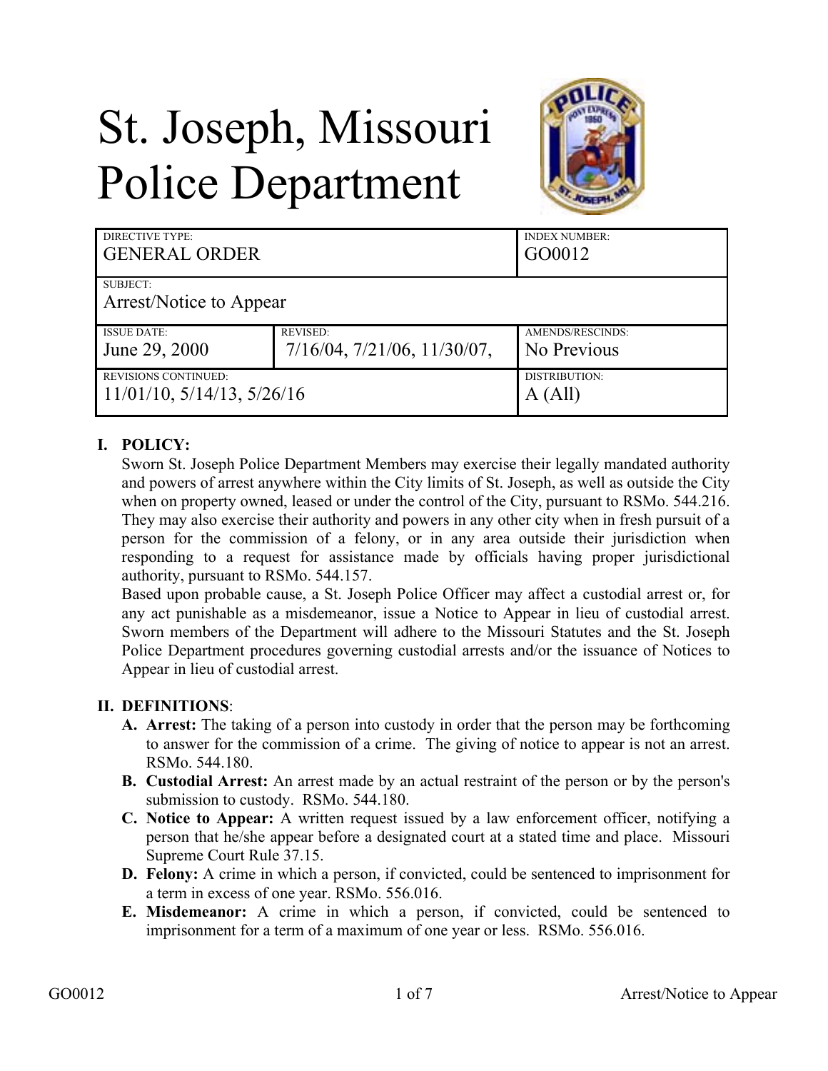# St. Joseph, Missouri Police Department

| DIRECTIVE TYPE: GENERAL ORDER | | INDEX NUMBER: GO0012 |
|---|---|---|
| SUBJECT: Arrest/Notice to Appear | | |
| ISSUE DATE: June 29, 2000 | REVISED: 7/16/04, 7/21/06, 11/30/07, | AMENDS/RESCINDS: No Previous |
| REVISIONS CONTINUED: 11/01/10, 5/14/13, 5/26/16 | | DISTRIBUTION: A (All) |

## I. POLICY:

Sworn St. Joseph Police Department Members may exercise their legally mandated authority and powers of arrest anywhere within the City limits of St. Joseph, as well as outside the City when on property owned, leased or under the control of the City, pursuant to RSMo. 544.216. They may also exercise their authority and powers in any other city when in fresh pursuit of a person for the commission of a felony, or in any area outside their jurisdiction when responding to a request for assistance made by officials having proper jurisdictional authority, pursuant to RSMo. 544.157.

Based upon probable cause, a St. Joseph Police Officer may affect a custodial arrest or, for any act punishable as a misdemeanor, issue a Notice to Appear in lieu of custodial arrest. Sworn members of the Department will adhere to the Missouri Statutes and the St. Joseph Police Department procedures governing custodial arrests and/or the issuance of Notices to Appear in lieu of custodial arrest.

## II. DEFINITIONS:

**A. Arrest:** The taking of a person into custody in order that the person may be forthcoming to answer for the commission of a crime. The giving of notice to appear is not an arrest. RSMo. 544.180.

**B. Custodial Arrest:** An arrest made by an actual restraint of the person or by the person's submission to custody. RSMo. 544.180.

**C. Notice to Appear:** A written request issued by a law enforcement officer, notifying a person that he/she appear before a designated court at a stated time and place. Missouri Supreme Court Rule 37.15.

**D. Felony:** A crime in which a person, if convicted, could be sentenced to imprisonment for a term in excess of one year. RSMo. 556.016.

**E. Misdemeanor:** A crime in which a person, if convicted, could be sentenced to imprisonment for a term of a maximum of one year or less. RSMo. 556.016.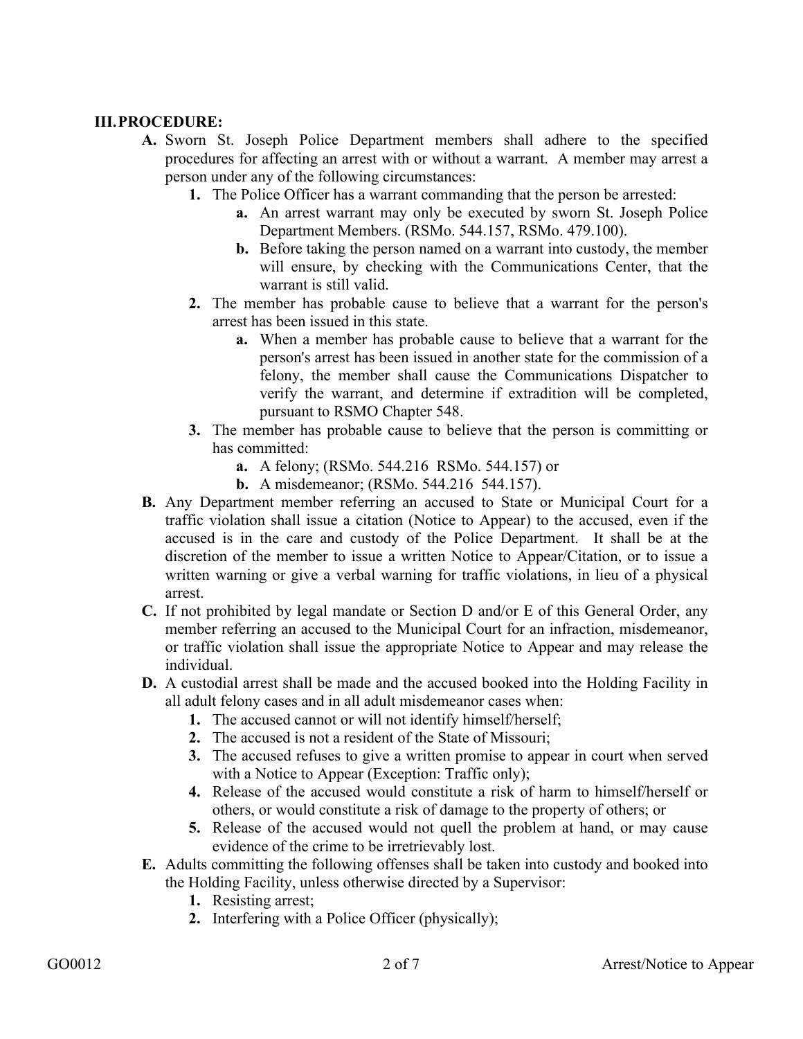## III. PROCEDURE:

- **A.** Sworn St. Joseph Police Department members shall adhere to the specified procedures for affecting an arrest with or without a warrant. A member may arrest a person under any of the following circumstances:
  - **1.** The Police Officer has a warrant commanding that the person be arrested:
    - **a.** An arrest warrant may only be executed by sworn St. Joseph Police Department Members. (RSMo. 544.157, RSMo. 479.100).
    - **b.** Before taking the person named on a warrant into custody, the member will ensure, by checking with the Communications Center, that the warrant is still valid.
  - **2.** The member has probable cause to believe that a warrant for the person's arrest has been issued in this state.
    - **a.** When a member has probable cause to believe that a warrant for the person's arrest has been issued in another state for the commission of a felony, the member shall cause the Communications Dispatcher to verify the warrant, and determine if extradition will be completed, pursuant to RSMO Chapter 548.
  - **3.** The member has probable cause to believe that the person is committing or has committed:
    - **a.** A felony; (RSMo. 544.216 RSMo. 544.157) or
    - **b.** A misdemeanor; (RSMo. 544.216 544.157).
- **B.** Any Department member referring an accused to State or Municipal Court for a traffic violation shall issue a citation (Notice to Appear) to the accused, even if the accused is in the care and custody of the Police Department. It shall be at the discretion of the member to issue a written Notice to Appear/Citation, or to issue a written warning or give a verbal warning for traffic violations, in lieu of a physical arrest.
- **C.** If not prohibited by legal mandate or Section D and/or E of this General Order, any member referring an accused to the Municipal Court for an infraction, misdemeanor, or traffic violation shall issue the appropriate Notice to Appear and may release the individual.
- **D.** A custodial arrest shall be made and the accused booked into the Holding Facility in all adult felony cases and in all adult misdemeanor cases when:
  - **1.** The accused cannot or will not identify himself/herself;
  - **2.** The accused is not a resident of the State of Missouri;
  - **3.** The accused refuses to give a written promise to appear in court when served with a Notice to Appear (Exception: Traffic only);
  - **4.** Release of the accused would constitute a risk of harm to himself/herself or others, or would constitute a risk of damage to the property of others; or
  - **5.** Release of the accused would not quell the problem at hand, or may cause evidence of the crime to be irretrievably lost.
- **E.** Adults committing the following offenses shall be taken into custody and booked into the Holding Facility, unless otherwise directed by a Supervisor:
  - **1.** Resisting arrest;
  - **2.** Interfering with a Police Officer (physically);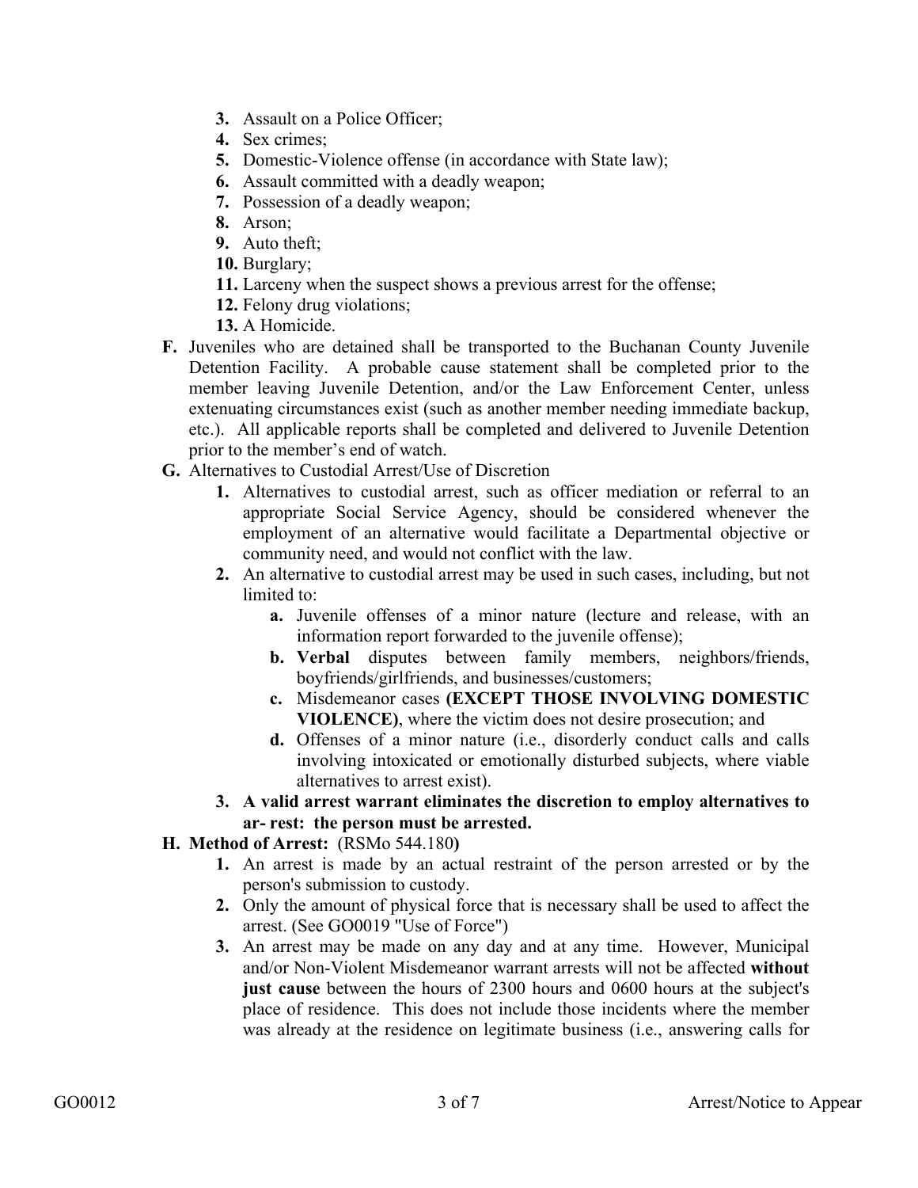3. Assault on a Police Officer;
4. Sex crimes;
5. Domestic-Violence offense (in accordance with State law);
6. Assault committed with a deadly weapon;
7. Possession of a deadly weapon;
8. Arson;
9. Auto theft;
10. Burglary;
11. Larceny when the suspect shows a previous arrest for the offense;
12. Felony drug violations;
13. A Homicide.

**F.** Juveniles who are detained shall be transported to the Buchanan County Juvenile Detention Facility. A probable cause statement shall be completed prior to the member leaving Juvenile Detention, and/or the Law Enforcement Center, unless extenuating circumstances exist (such as another member needing immediate backup, etc.). All applicable reports shall be completed and delivered to Juvenile Detention prior to the member's end of watch.

**G.** Alternatives to Custodial Arrest/Use of Discretion

1. Alternatives to custodial arrest, such as officer mediation or referral to an appropriate Social Service Agency, should be considered whenever the employment of an alternative would facilitate a Departmental objective or community need, and would not conflict with the law.
2. An alternative to custodial arrest may be used in such cases, including, but not limited to:
    - **a.** Juvenile offenses of a minor nature (lecture and release, with an information report forwarded to the juvenile offense);
    - **b.** **Verbal** disputes between family members, neighbors/friends, boyfriends/girlfriends, and businesses/customers;
    - **c.** Misdemeanor cases **(EXCEPT THOSE INVOLVING DOMESTIC VIOLENCE)**, where the victim does not desire prosecution; and
    - **d.** Offenses of a minor nature (i.e., disorderly conduct calls and calls involving intoxicated or emotionally disturbed subjects, where viable alternatives to arrest exist).
3. **A valid arrest warrant eliminates the discretion to employ alternatives to ar- rest: the person must be arrested.**

**H. Method of Arrest:** (RSMo 544.180**)**

1. An arrest is made by an actual restraint of the person arrested or by the person's submission to custody.
2. Only the amount of physical force that is necessary shall be used to affect the arrest. (See GO0019 "Use of Force")
3. An arrest may be made on any day and at any time. However, Municipal and/or Non-Violent Misdemeanor warrant arrests will not be affected **without just cause** between the hours of 2300 hours and 0600 hours at the subject's place of residence. This does not include those incidents where the member was already at the residence on legitimate business (i.e., answering calls for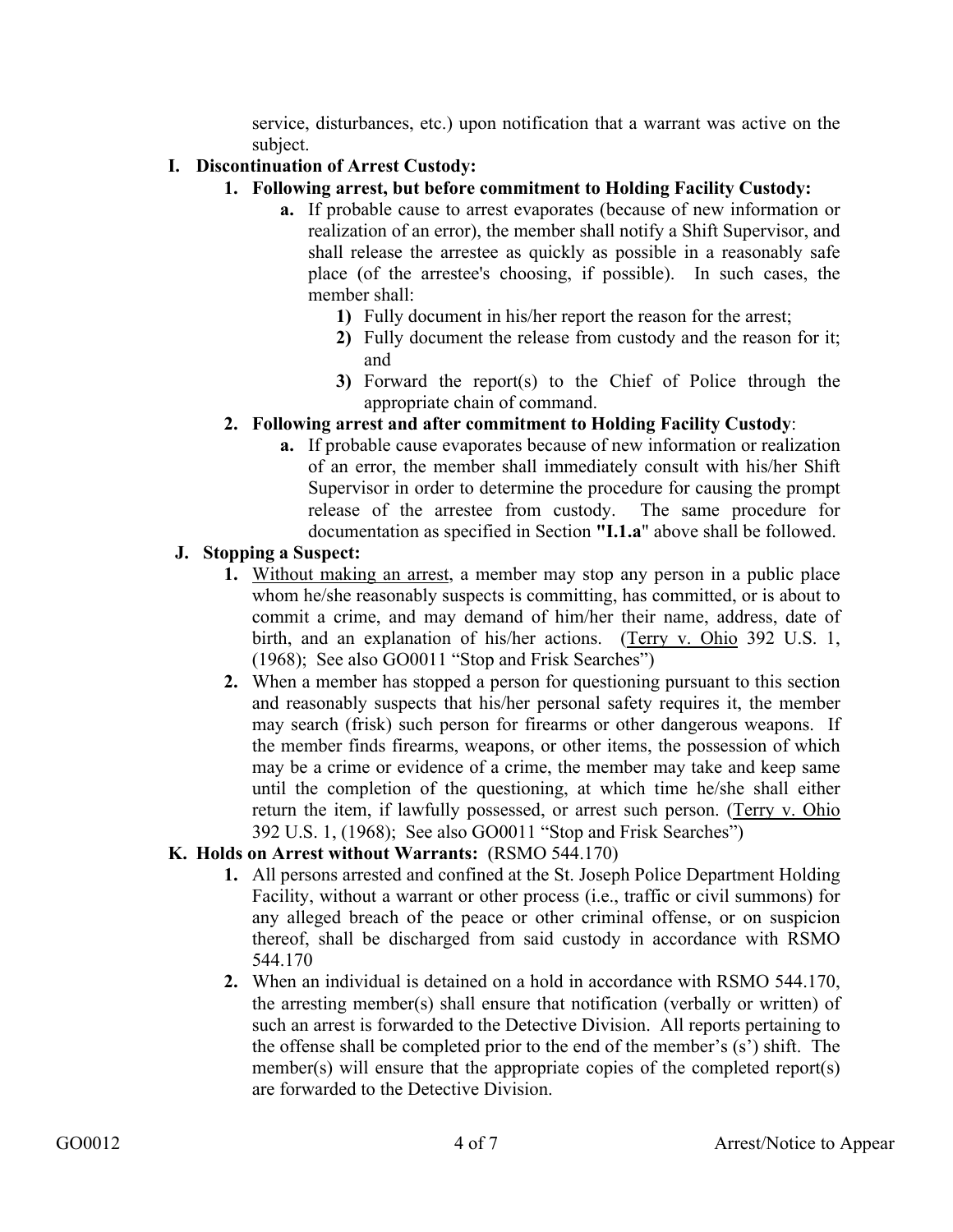service, disturbances, etc.) upon notification that a warrant was active on the subject.

**I. Discontinuation of Arrest Custody:**

**1. Following arrest, but before commitment to Holding Facility Custody:**

**a.** If probable cause to arrest evaporates (because of new information or realization of an error), the member shall notify a Shift Supervisor, and shall release the arrestee as quickly as possible in a reasonably safe place (of the arrestee's choosing, if possible). In such cases, the member shall:

**1)** Fully document in his/her report the reason for the arrest;

**2)** Fully document the release from custody and the reason for it; and

**3)** Forward the report(s) to the Chief of Police through the appropriate chain of command.

**2. Following arrest and after commitment to Holding Facility Custody**:

**a.** If probable cause evaporates because of new information or realization of an error, the member shall immediately consult with his/her Shift Supervisor in order to determine the procedure for causing the prompt release of the arrestee from custody. The same procedure for documentation as specified in Section **"I.1.a"** above shall be followed.

**J. Stopping a Suspect:**

**1.** Without making an arrest, a member may stop any person in a public place whom he/she reasonably suspects is committing, has committed, or is about to commit a crime, and may demand of him/her their name, address, date of birth, and an explanation of his/her actions. (Terry v. Ohio 392 U.S. 1, (1968); See also GO0011 "Stop and Frisk Searches")

**2.** When a member has stopped a person for questioning pursuant to this section and reasonably suspects that his/her personal safety requires it, the member may search (frisk) such person for firearms or other dangerous weapons. If the member finds firearms, weapons, or other items, the possession of which may be a crime or evidence of a crime, the member may take and keep same until the completion of the questioning, at which time he/she shall either return the item, if lawfully possessed, or arrest such person. (Terry v. Ohio 392 U.S. 1, (1968); See also GO0011 "Stop and Frisk Searches")

**K. Holds on Arrest without Warrants:** (RSMO 544.170)

**1.** All persons arrested and confined at the St. Joseph Police Department Holding Facility, without a warrant or other process (i.e., traffic or civil summons) for any alleged breach of the peace or other criminal offense, or on suspicion thereof, shall be discharged from said custody in accordance with RSMO 544.170

**2.** When an individual is detained on a hold in accordance with RSMO 544.170, the arresting member(s) shall ensure that notification (verbally or written) of such an arrest is forwarded to the Detective Division. All reports pertaining to the offense shall be completed prior to the end of the member's (s') shift. The member(s) will ensure that the appropriate copies of the completed report(s) are forwarded to the Detective Division.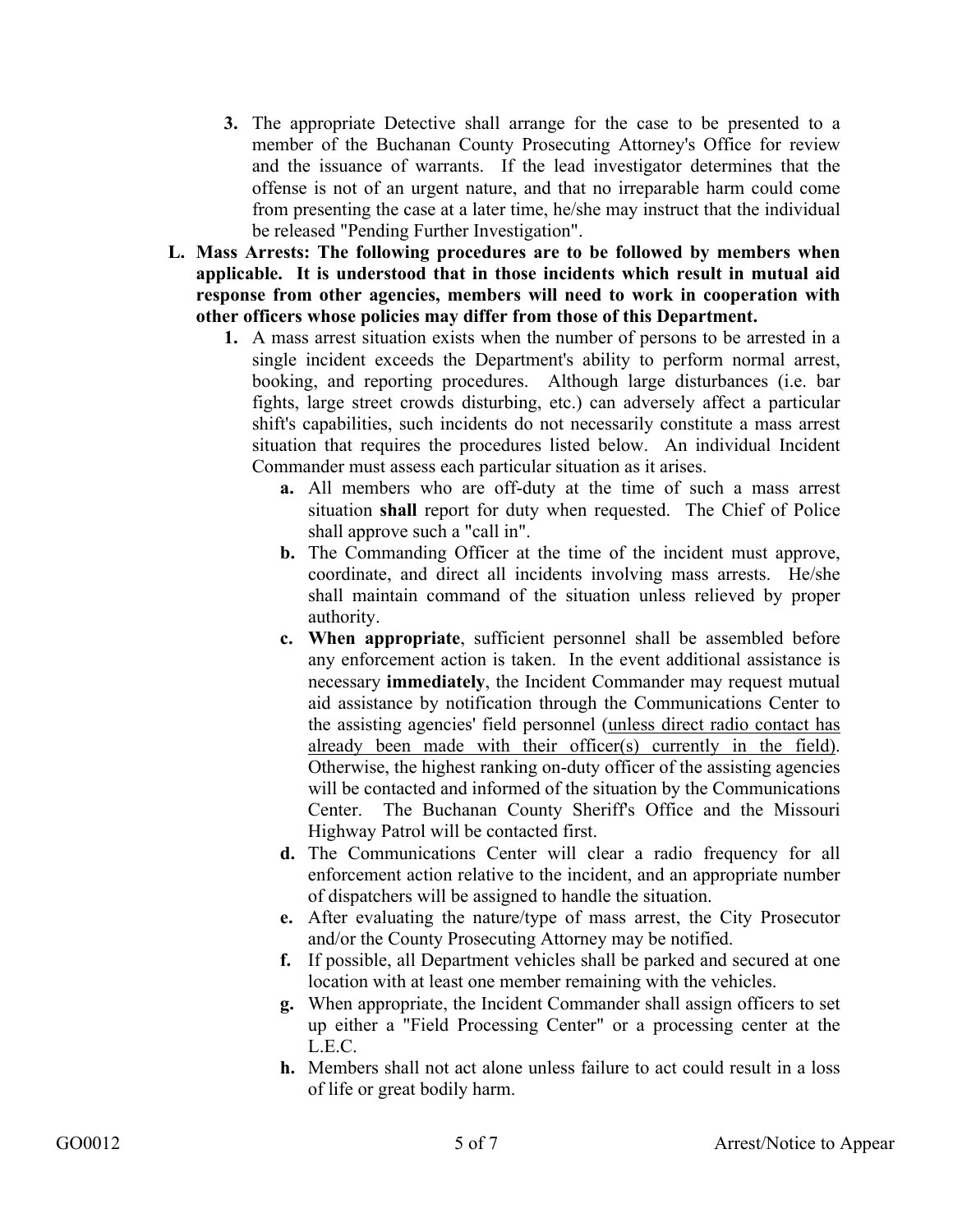3. The appropriate Detective shall arrange for the case to be presented to a member of the Buchanan County Prosecuting Attorney's Office for review and the issuance of warrants. If the lead investigator determines that the offense is not of an urgent nature, and that no irreparable harm could come from presenting the case at a later time, he/she may instruct that the individual be released "Pending Further Investigation".

**L. Mass Arrests: The following procedures are to be followed by members when applicable. It is understood that in those incidents which result in mutual aid response from other agencies, members will need to work in cooperation with other officers whose policies may differ from those of this Department.**

1. A mass arrest situation exists when the number of persons to be arrested in a single incident exceeds the Department's ability to perform normal arrest, booking, and reporting procedures. Although large disturbances (i.e. bar fights, large street crowds disturbing, etc.) can adversely affect a particular shift's capabilities, such incidents do not necessarily constitute a mass arrest situation that requires the procedures listed below. An individual Incident Commander must assess each particular situation as it arises.
   - **a.** All members who are off-duty at the time of such a mass arrest situation **shall** report for duty when requested. The Chief of Police shall approve such a "call in".
   - **b.** The Commanding Officer at the time of the incident must approve, coordinate, and direct all incidents involving mass arrests. He/she shall maintain command of the situation unless relieved by proper authority.
   - **c. When appropriate**, sufficient personnel shall be assembled before any enforcement action is taken. In the event additional assistance is necessary **immediately**, the Incident Commander may request mutual aid assistance by notification through the Communications Center to the assisting agencies' field personnel (<u>unless direct radio contact has already been made with their officer(s) currently in the field</u>). Otherwise, the highest ranking on-duty officer of the assisting agencies will be contacted and informed of the situation by the Communications Center. The Buchanan County Sheriff's Office and the Missouri Highway Patrol will be contacted first.
   - **d.** The Communications Center will clear a radio frequency for all enforcement action relative to the incident, and an appropriate number of dispatchers will be assigned to handle the situation.
   - **e.** After evaluating the nature/type of mass arrest, the City Prosecutor and/or the County Prosecuting Attorney may be notified.
   - **f.** If possible, all Department vehicles shall be parked and secured at one location with at least one member remaining with the vehicles.
   - **g.** When appropriate, the Incident Commander shall assign officers to set up either a "Field Processing Center" or a processing center at the L.E.C.
   - **h.** Members shall not act alone unless failure to act could result in a loss of life or great bodily harm.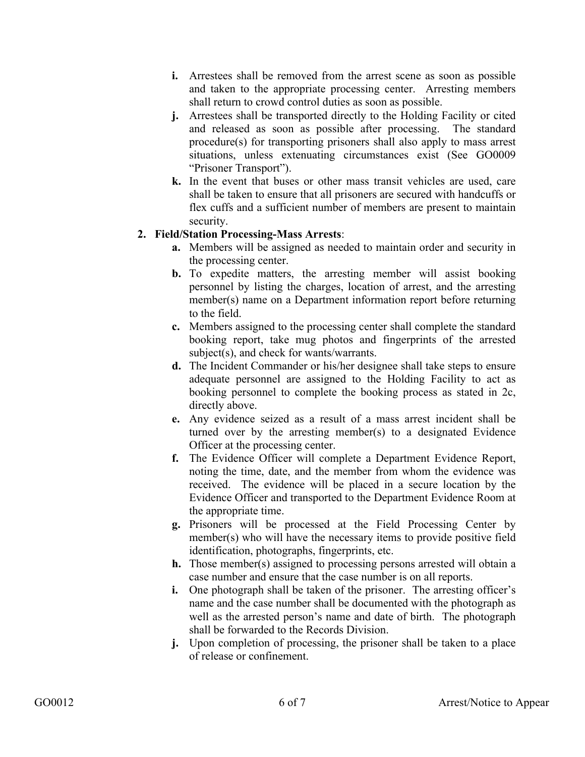- **i.** Arrestees shall be removed from the arrest scene as soon as possible and taken to the appropriate processing center. Arresting members shall return to crowd control duties as soon as possible.
- **j.** Arrestees shall be transported directly to the Holding Facility or cited and released as soon as possible after processing. The standard procedure(s) for transporting prisoners shall also apply to mass arrest situations, unless extenuating circumstances exist (See GO0009 "Prisoner Transport").
- **k.** In the event that buses or other mass transit vehicles are used, care shall be taken to ensure that all prisoners are secured with handcuffs or flex cuffs and a sufficient number of members are present to maintain security.

**2. Field/Station Processing-Mass Arrests**:

- **a.** Members will be assigned as needed to maintain order and security in the processing center.
- **b.** To expedite matters, the arresting member will assist booking personnel by listing the charges, location of arrest, and the arresting member(s) name on a Department information report before returning to the field.
- **c.** Members assigned to the processing center shall complete the standard booking report, take mug photos and fingerprints of the arrested subject(s), and check for wants/warrants.
- **d.** The Incident Commander or his/her designee shall take steps to ensure adequate personnel are assigned to the Holding Facility to act as booking personnel to complete the booking process as stated in 2c, directly above.
- **e.** Any evidence seized as a result of a mass arrest incident shall be turned over by the arresting member(s) to a designated Evidence Officer at the processing center.
- **f.** The Evidence Officer will complete a Department Evidence Report, noting the time, date, and the member from whom the evidence was received. The evidence will be placed in a secure location by the Evidence Officer and transported to the Department Evidence Room at the appropriate time.
- **g.** Prisoners will be processed at the Field Processing Center by member(s) who will have the necessary items to provide positive field identification, photographs, fingerprints, etc.
- **h.** Those member(s) assigned to processing persons arrested will obtain a case number and ensure that the case number is on all reports.
- **i.** One photograph shall be taken of the prisoner. The arresting officer's name and the case number shall be documented with the photograph as well as the arrested person's name and date of birth. The photograph shall be forwarded to the Records Division.
- **j.** Upon completion of processing, the prisoner shall be taken to a place of release or confinement.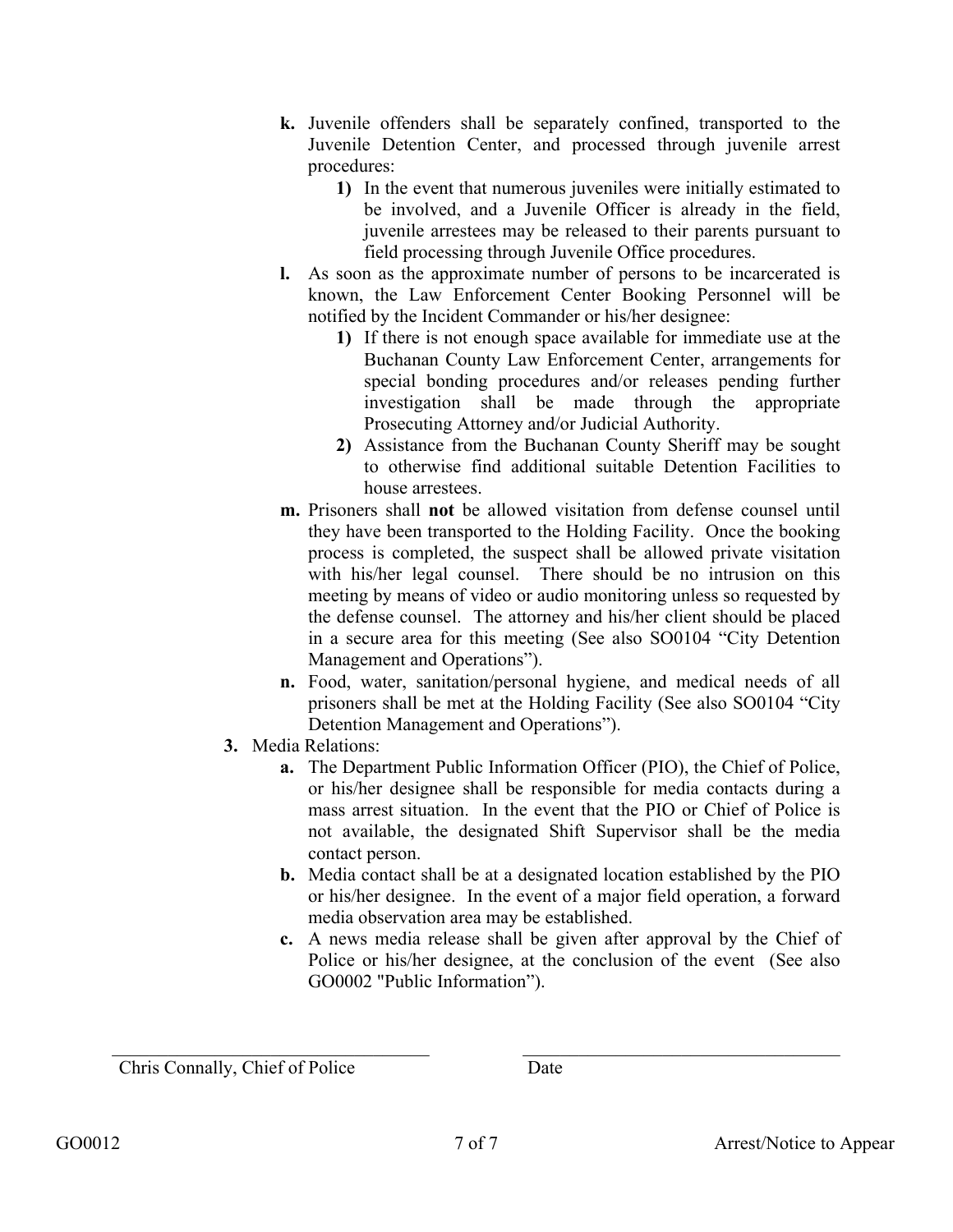- **k.** Juvenile offenders shall be separately confined, transported to the Juvenile Detention Center, and processed through juvenile arrest procedures:
  - **1)** In the event that numerous juveniles were initially estimated to be involved, and a Juvenile Officer is already in the field, juvenile arrestees may be released to their parents pursuant to field processing through Juvenile Office procedures.
- **l.** As soon as the approximate number of persons to be incarcerated is known, the Law Enforcement Center Booking Personnel will be notified by the Incident Commander or his/her designee:
  - **1)** If there is not enough space available for immediate use at the Buchanan County Law Enforcement Center, arrangements for special bonding procedures and/or releases pending further investigation shall be made through the appropriate Prosecuting Attorney and/or Judicial Authority.
  - **2)** Assistance from the Buchanan County Sheriff may be sought to otherwise find additional suitable Detention Facilities to house arrestees.
- **m.** Prisoners shall **not** be allowed visitation from defense counsel until they have been transported to the Holding Facility. Once the booking process is completed, the suspect shall be allowed private visitation with his/her legal counsel. There should be no intrusion on this meeting by means of video or audio monitoring unless so requested by the defense counsel. The attorney and his/her client should be placed in a secure area for this meeting (See also SO0104 "City Detention Management and Operations").
- **n.** Food, water, sanitation/personal hygiene, and medical needs of all prisoners shall be met at the Holding Facility (See also SO0104 "City Detention Management and Operations").

**3.** Media Relations:

- **a.** The Department Public Information Officer (PIO), the Chief of Police, or his/her designee shall be responsible for media contacts during a mass arrest situation. In the event that the PIO or Chief of Police is not available, the designated Shift Supervisor shall be the media contact person.
- **b.** Media contact shall be at a designated location established by the PIO or his/her designee. In the event of a major field operation, a forward media observation area may be established.
- **c.** A news media release shall be given after approval by the Chief of Police or his/her designee, at the conclusion of the event (See also GO0002 "Public Information").

\_\_\_\_\_\_\_\_\_\_\_\_\_\_\_\_\_\_\_\_\_\_\_\_\_\_\_\_\_\_\_\_ \_\_\_\_\_\_\_\_\_\_\_\_\_\_\_\_\_\_\_\_\_\_\_\_\_\_\_\_\_\_\_\_

Chris Connally, Chief of Police Date